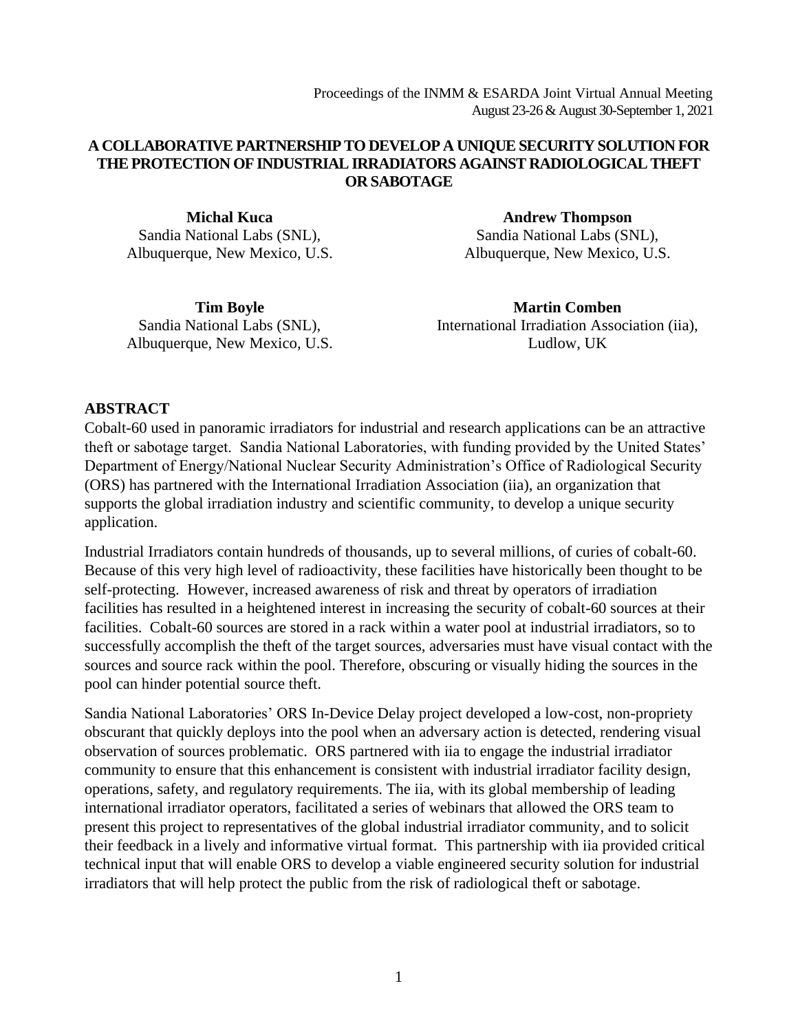Proceedings of the INMM & ESARDA Joint Virtual Annual Meeting
August 23-26 & August 30-September 1, 2021

# A COLLABORATIVE PARTNERSHIP TO DEVELOP A UNIQUE SECURITY SOLUTION FOR THE PROTECTION OF INDUSTRIAL IRRADIATORS AGAINST RADIOLOGICAL THEFT OR SABOTAGE

**Michal Kuca**
Sandia National Labs (SNL),
Albuquerque, New Mexico, U.S.

**Andrew Thompson**
Sandia National Labs (SNL),
Albuquerque, New Mexico, U.S.

**Tim Boyle**
Sandia National Labs (SNL),
Albuquerque, New Mexico, U.S.

**Martin Comben**
International Irradiation Association (iia),
Ludlow, UK

## ABSTRACT

Cobalt-60 used in panoramic irradiators for industrial and research applications can be an attractive theft or sabotage target. Sandia National Laboratories, with funding provided by the United States' Department of Energy/National Nuclear Security Administration's Office of Radiological Security (ORS) has partnered with the International Irradiation Association (iia), an organization that supports the global irradiation industry and scientific community, to develop a unique security application.

Industrial Irradiators contain hundreds of thousands, up to several millions, of curies of cobalt-60. Because of this very high level of radioactivity, these facilities have historically been thought to be self-protecting. However, increased awareness of risk and threat by operators of irradiation facilities has resulted in a heightened interest in increasing the security of cobalt-60 sources at their facilities. Cobalt-60 sources are stored in a rack within a water pool at industrial irradiators, so to successfully accomplish the theft of the target sources, adversaries must have visual contact with the sources and source rack within the pool. Therefore, obscuring or visually hiding the sources in the pool can hinder potential source theft.

Sandia National Laboratories' ORS In-Device Delay project developed a low-cost, non-propriety obscurant that quickly deploys into the pool when an adversary action is detected, rendering visual observation of sources problematic. ORS partnered with iia to engage the industrial irradiator community to ensure that this enhancement is consistent with industrial irradiator facility design, operations, safety, and regulatory requirements. The iia, with its global membership of leading international irradiator operators, facilitated a series of webinars that allowed the ORS team to present this project to representatives of the global industrial irradiator community, and to solicit their feedback in a lively and informative virtual format. This partnership with iia provided critical technical input that will enable ORS to develop a viable engineered security solution for industrial irradiators that will help protect the public from the risk of radiological theft or sabotage.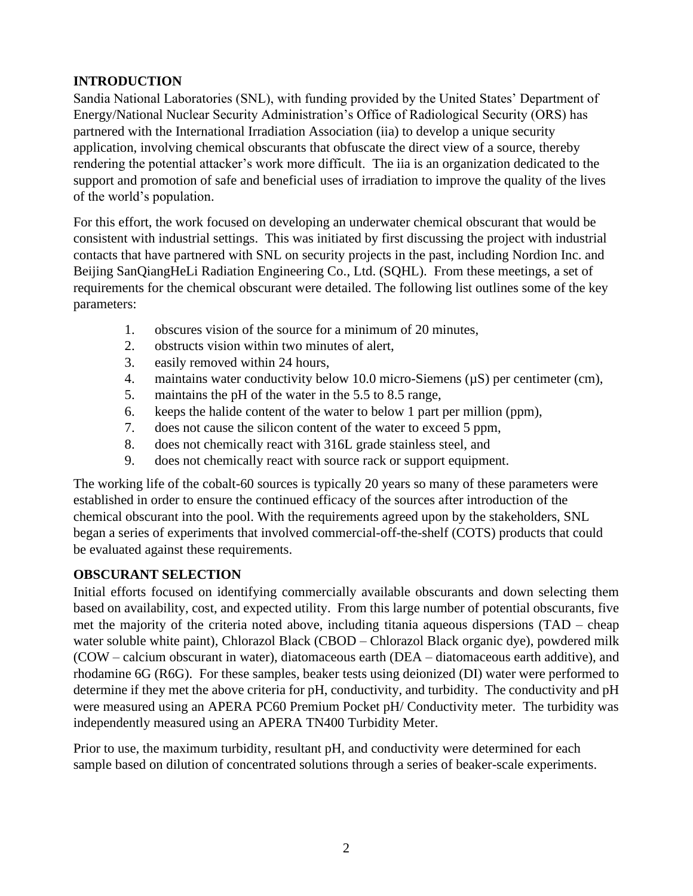## INTRODUCTION

Sandia National Laboratories (SNL), with funding provided by the United States' Department of Energy/National Nuclear Security Administration's Office of Radiological Security (ORS) has partnered with the International Irradiation Association (iia) to develop a unique security application, involving chemical obscurants that obfuscate the direct view of a source, thereby rendering the potential attacker's work more difficult. The iia is an organization dedicated to the support and promotion of safe and beneficial uses of irradiation to improve the quality of the lives of the world's population.

For this effort, the work focused on developing an underwater chemical obscurant that would be consistent with industrial settings. This was initiated by first discussing the project with industrial contacts that have partnered with SNL on security projects in the past, including Nordion Inc. and Beijing SanQiangHeLi Radiation Engineering Co., Ltd. (SQHL). From these meetings, a set of requirements for the chemical obscurant were detailed. The following list outlines some of the key parameters:

1. obscures vision of the source for a minimum of 20 minutes,
2. obstructs vision within two minutes of alert,
3. easily removed within 24 hours,
4. maintains water conductivity below 10.0 micro-Siemens (µS) per centimeter (cm),
5. maintains the pH of the water in the 5.5 to 8.5 range,
6. keeps the halide content of the water to below 1 part per million (ppm),
7. does not cause the silicon content of the water to exceed 5 ppm,
8. does not chemically react with 316L grade stainless steel, and
9. does not chemically react with source rack or support equipment.

The working life of the cobalt-60 sources is typically 20 years so many of these parameters were established in order to ensure the continued efficacy of the sources after introduction of the chemical obscurant into the pool. With the requirements agreed upon by the stakeholders, SNL began a series of experiments that involved commercial-off-the-shelf (COTS) products that could be evaluated against these requirements.

## OBSCURANT SELECTION

Initial efforts focused on identifying commercially available obscurants and down selecting them based on availability, cost, and expected utility. From this large number of potential obscurants, five met the majority of the criteria noted above, including titania aqueous dispersions (TAD – cheap water soluble white paint), Chlorazol Black (CBOD – Chlorazol Black organic dye), powdered milk (COW – calcium obscurant in water), diatomaceous earth (DEA – diatomaceous earth additive), and rhodamine 6G (R6G). For these samples, beaker tests using deionized (DI) water were performed to determine if they met the above criteria for pH, conductivity, and turbidity. The conductivity and pH were measured using an APERA PC60 Premium Pocket pH/ Conductivity meter. The turbidity was independently measured using an APERA TN400 Turbidity Meter.

Prior to use, the maximum turbidity, resultant pH, and conductivity were determined for each sample based on dilution of concentrated solutions through a series of beaker-scale experiments.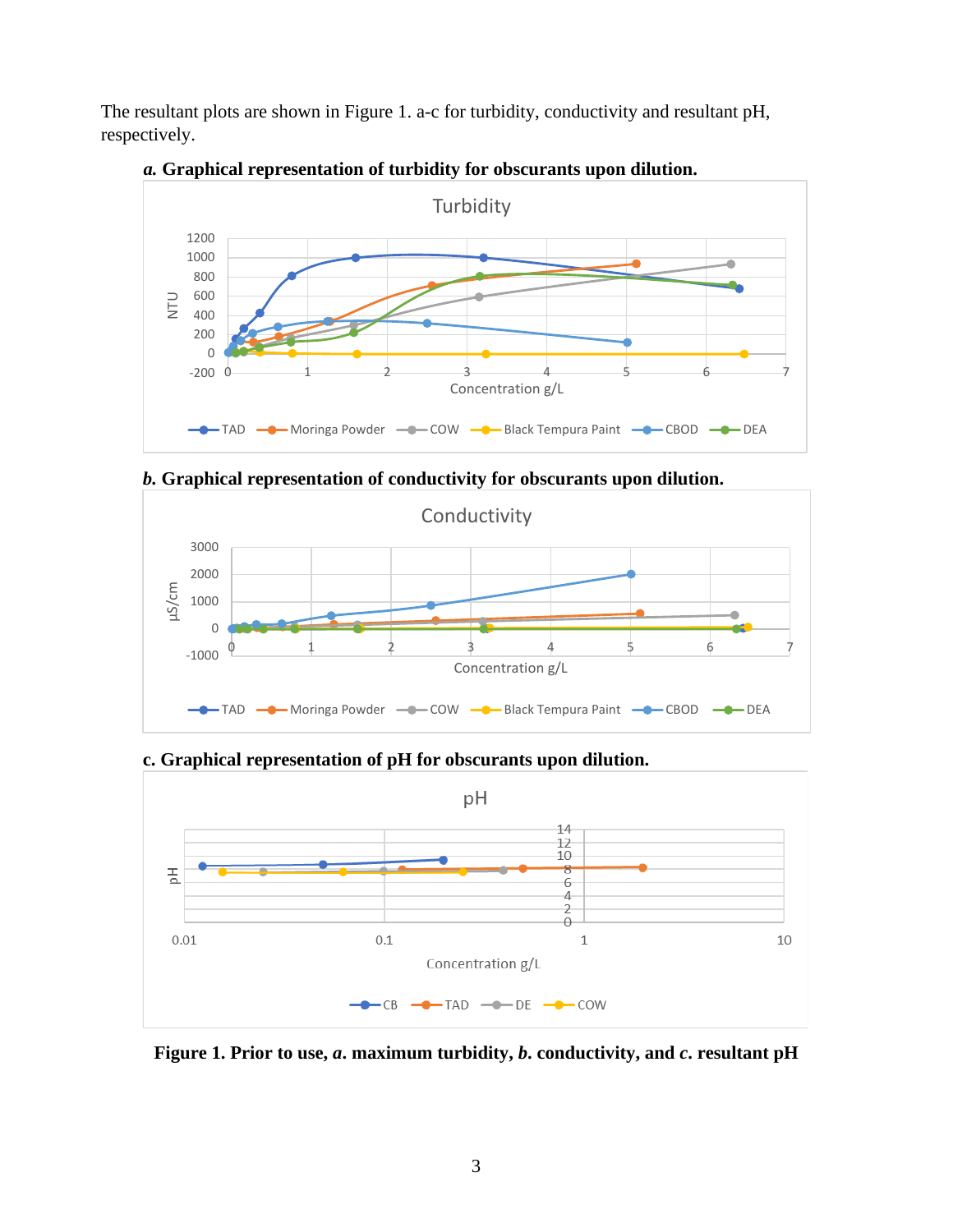The resultant plots are shown in Figure 1. a-c for turbidity, conductivity and resultant pH, respectively.

***a.* Graphical representation of turbidity for obscurants upon dilution.**

***b.* Graphical representation of conductivity for obscurants upon dilution.**

**c. Graphical representation of pH for obscurants upon dilution.**

**Figure 1. Prior to use, *a*. maximum turbidity, *b*. conductivity, and *c*. resultant pH**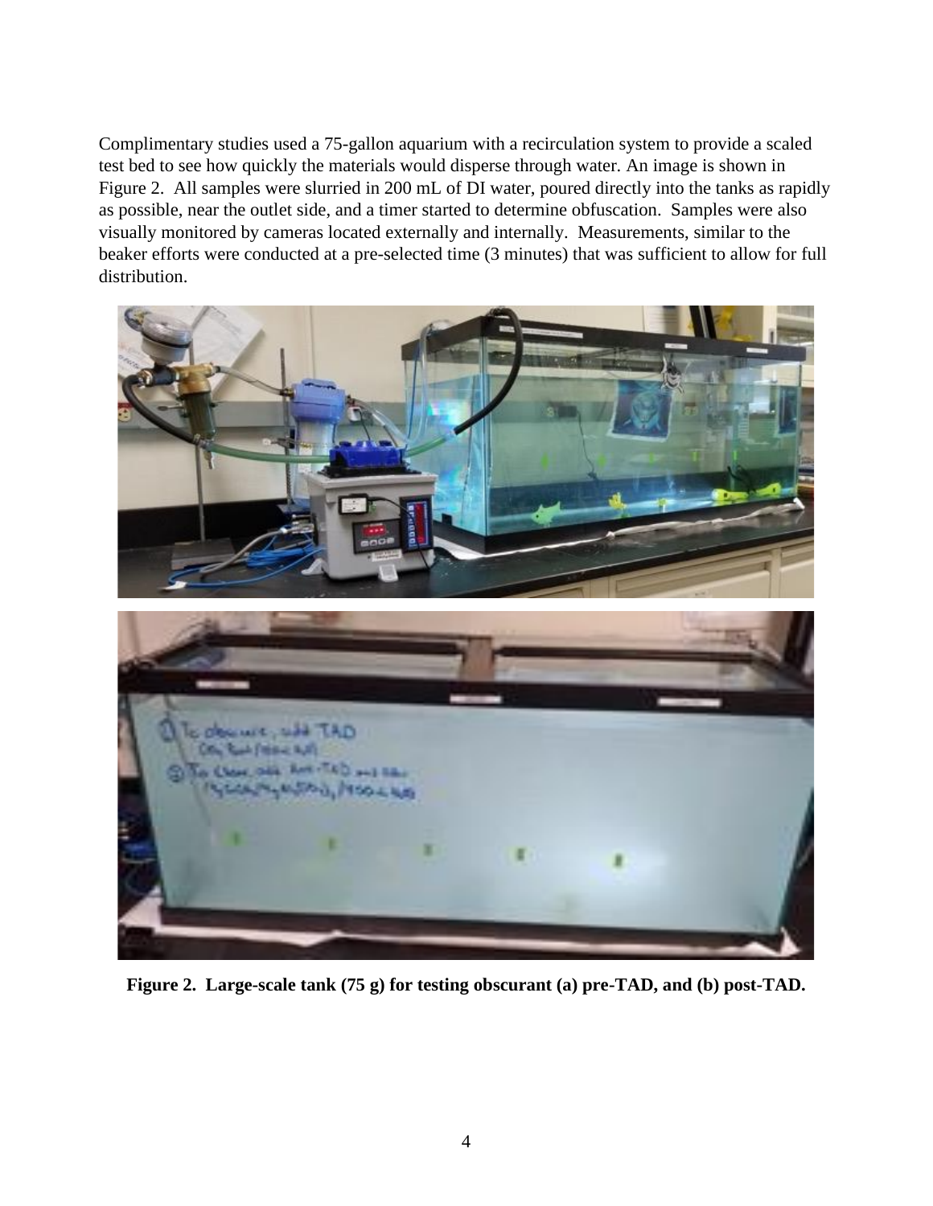Complimentary studies used a 75-gallon aquarium with a recirculation system to provide a scaled test bed to see how quickly the materials would disperse through water. An image is shown in Figure 2. All samples were slurried in 200 mL of DI water, poured directly into the tanks as rapidly as possible, near the outlet side, and a timer started to determine obfuscation. Samples were also visually monitored by cameras located externally and internally. Measurements, similar to the beaker efforts were conducted at a pre-selected time (3 minutes) that was sufficient to allow for full distribution.

**Figure 2. Large-scale tank (75 g) for testing obscurant (a) pre-TAD, and (b) post-TAD.**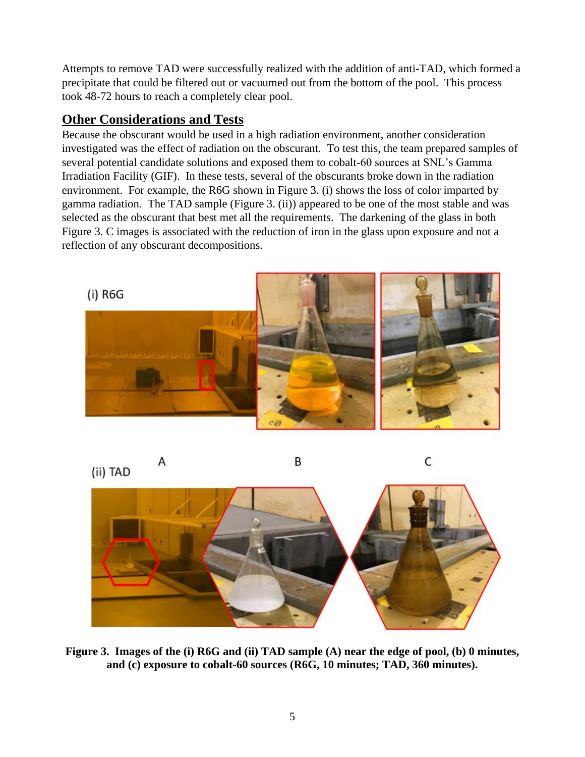Attempts to remove TAD were successfully realized with the addition of anti-TAD, which formed a precipitate that could be filtered out or vacuumed out from the bottom of the pool. This process took 48-72 hours to reach a completely clear pool.

## Other Considerations and Tests

Because the obscurant would be used in a high radiation environment, another consideration investigated was the effect of radiation on the obscurant. To test this, the team prepared samples of several potential candidate solutions and exposed them to cobalt-60 sources at SNL's Gamma Irradiation Facility (GIF). In these tests, several of the obscurants broke down in the radiation environment. For example, the R6G shown in Figure 3. (i) shows the loss of color imparted by gamma radiation. The TAD sample (Figure 3. (ii)) appeared to be one of the most stable and was selected as the obscurant that best met all the requirements. The darkening of the glass in both Figure 3. C images is associated with the reduction of iron in the glass upon exposure and not a reflection of any obscurant decompositions.

**Figure 3. Images of the (i) R6G and (ii) TAD sample (A) near the edge of pool, (b) 0 minutes, and (c) exposure to cobalt-60 sources (R6G, 10 minutes; TAD, 360 minutes).**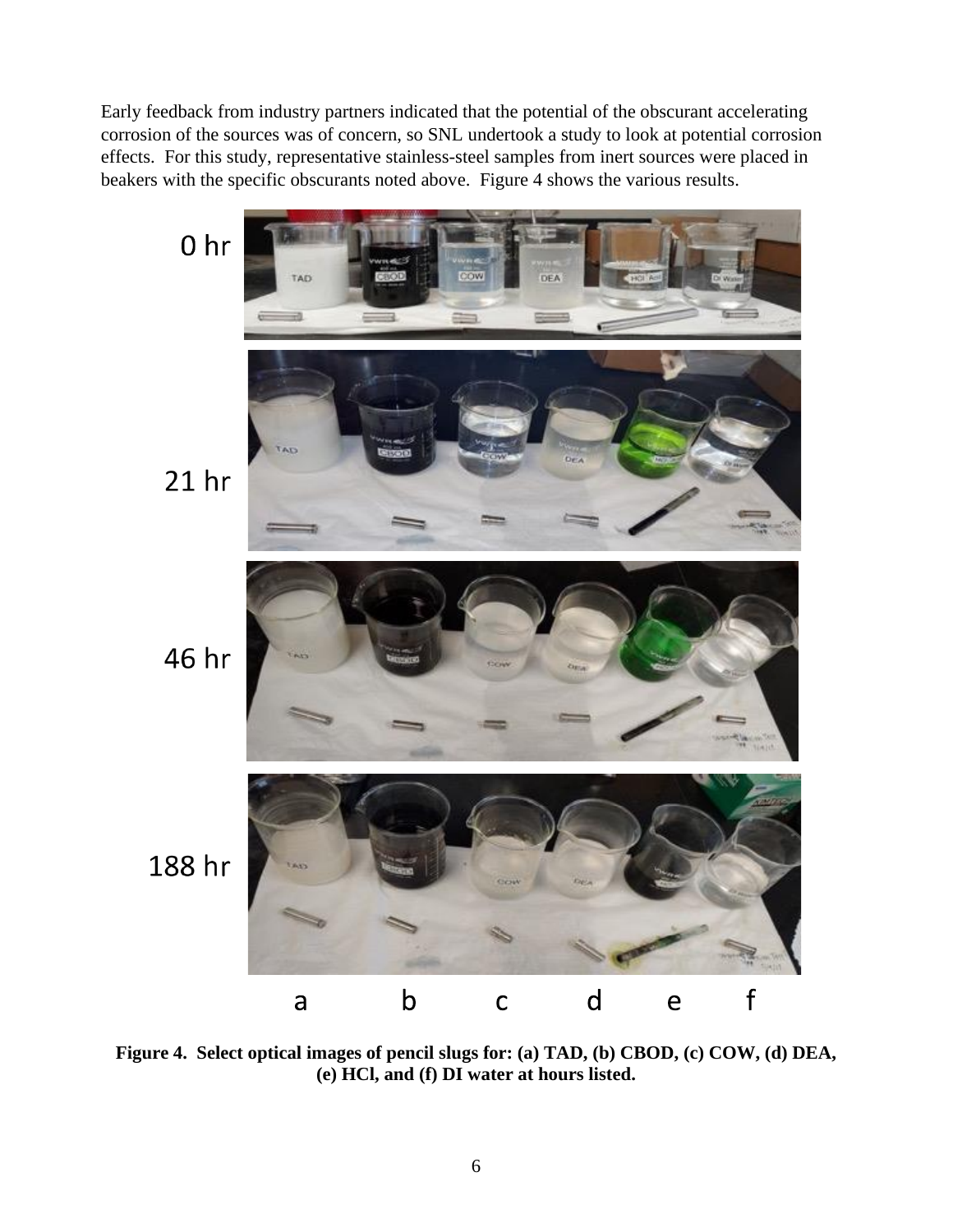Early feedback from industry partners indicated that the potential of the obscurant accelerating corrosion of the sources was of concern, so SNL undertook a study to look at potential corrosion effects. For this study, representative stainless-steel samples from inert sources were placed in beakers with the specific obscurants noted above. Figure 4 shows the various results.

**Figure 4. Select optical images of pencil slugs for: (a) TAD, (b) CBOD, (c) COW, (d) DEA, (e) HCl, and (f) DI water at hours listed.**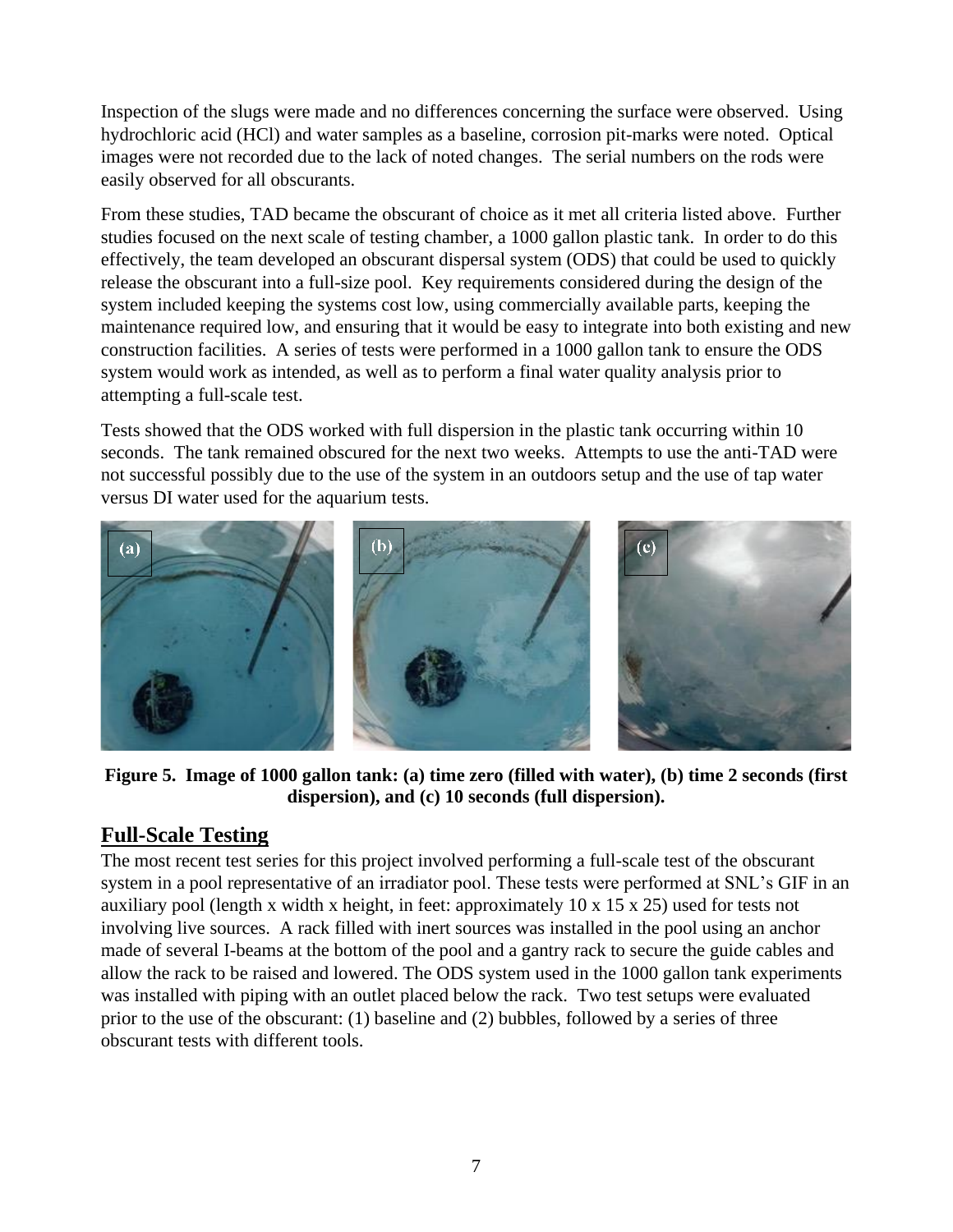Inspection of the slugs were made and no differences concerning the surface were observed. Using hydrochloric acid (HCl) and water samples as a baseline, corrosion pit-marks were noted. Optical images were not recorded due to the lack of noted changes. The serial numbers on the rods were easily observed for all obscurants.

From these studies, TAD became the obscurant of choice as it met all criteria listed above. Further studies focused on the next scale of testing chamber, a 1000 gallon plastic tank. In order to do this effectively, the team developed an obscurant dispersal system (ODS) that could be used to quickly release the obscurant into a full-size pool. Key requirements considered during the design of the system included keeping the systems cost low, using commercially available parts, keeping the maintenance required low, and ensuring that it would be easy to integrate into both existing and new construction facilities. A series of tests were performed in a 1000 gallon tank to ensure the ODS system would work as intended, as well as to perform a final water quality analysis prior to attempting a full-scale test.

Tests showed that the ODS worked with full dispersion in the plastic tank occurring within 10 seconds. The tank remained obscured for the next two weeks. Attempts to use the anti-TAD were not successful possibly due to the use of the system in an outdoors setup and the use of tap water versus DI water used for the aquarium tests.

**Figure 5. Image of 1000 gallon tank: (a) time zero (filled with water), (b) time 2 seconds (first dispersion), and (c) 10 seconds (full dispersion).**

## Full-Scale Testing

The most recent test series for this project involved performing a full-scale test of the obscurant system in a pool representative of an irradiator pool. These tests were performed at SNL's GIF in an auxiliary pool (length x width x height, in feet: approximately 10 x 15 x 25) used for tests not involving live sources. A rack filled with inert sources was installed in the pool using an anchor made of several I-beams at the bottom of the pool and a gantry rack to secure the guide cables and allow the rack to be raised and lowered. The ODS system used in the 1000 gallon tank experiments was installed with piping with an outlet placed below the rack. Two test setups were evaluated prior to the use of the obscurant: (1) baseline and (2) bubbles, followed by a series of three obscurant tests with different tools.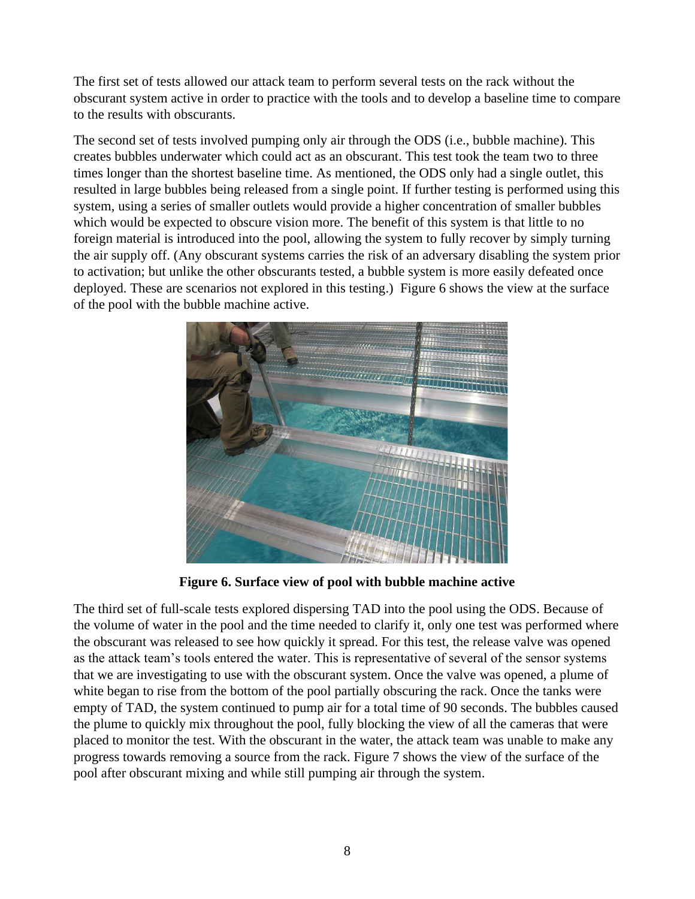The first set of tests allowed our attack team to perform several tests on the rack without the obscurant system active in order to practice with the tools and to develop a baseline time to compare to the results with obscurants.

The second set of tests involved pumping only air through the ODS (i.e., bubble machine). This creates bubbles underwater which could act as an obscurant. This test took the team two to three times longer than the shortest baseline time. As mentioned, the ODS only had a single outlet, this resulted in large bubbles being released from a single point. If further testing is performed using this system, using a series of smaller outlets would provide a higher concentration of smaller bubbles which would be expected to obscure vision more. The benefit of this system is that little to no foreign material is introduced into the pool, allowing the system to fully recover by simply turning the air supply off. (Any obscurant systems carries the risk of an adversary disabling the system prior to activation; but unlike the other obscurants tested, a bubble system is more easily defeated once deployed. These are scenarios not explored in this testing.) Figure 6 shows the view at the surface of the pool with the bubble machine active.

**Figure 6. Surface view of pool with bubble machine active**

The third set of full-scale tests explored dispersing TAD into the pool using the ODS. Because of the volume of water in the pool and the time needed to clarify it, only one test was performed where the obscurant was released to see how quickly it spread. For this test, the release valve was opened as the attack team's tools entered the water. This is representative of several of the sensor systems that we are investigating to use with the obscurant system. Once the valve was opened, a plume of white began to rise from the bottom of the pool partially obscuring the rack. Once the tanks were empty of TAD, the system continued to pump air for a total time of 90 seconds. The bubbles caused the plume to quickly mix throughout the pool, fully blocking the view of all the cameras that were placed to monitor the test. With the obscurant in the water, the attack team was unable to make any progress towards removing a source from the rack. Figure 7 shows the view of the surface of the pool after obscurant mixing and while still pumping air through the system.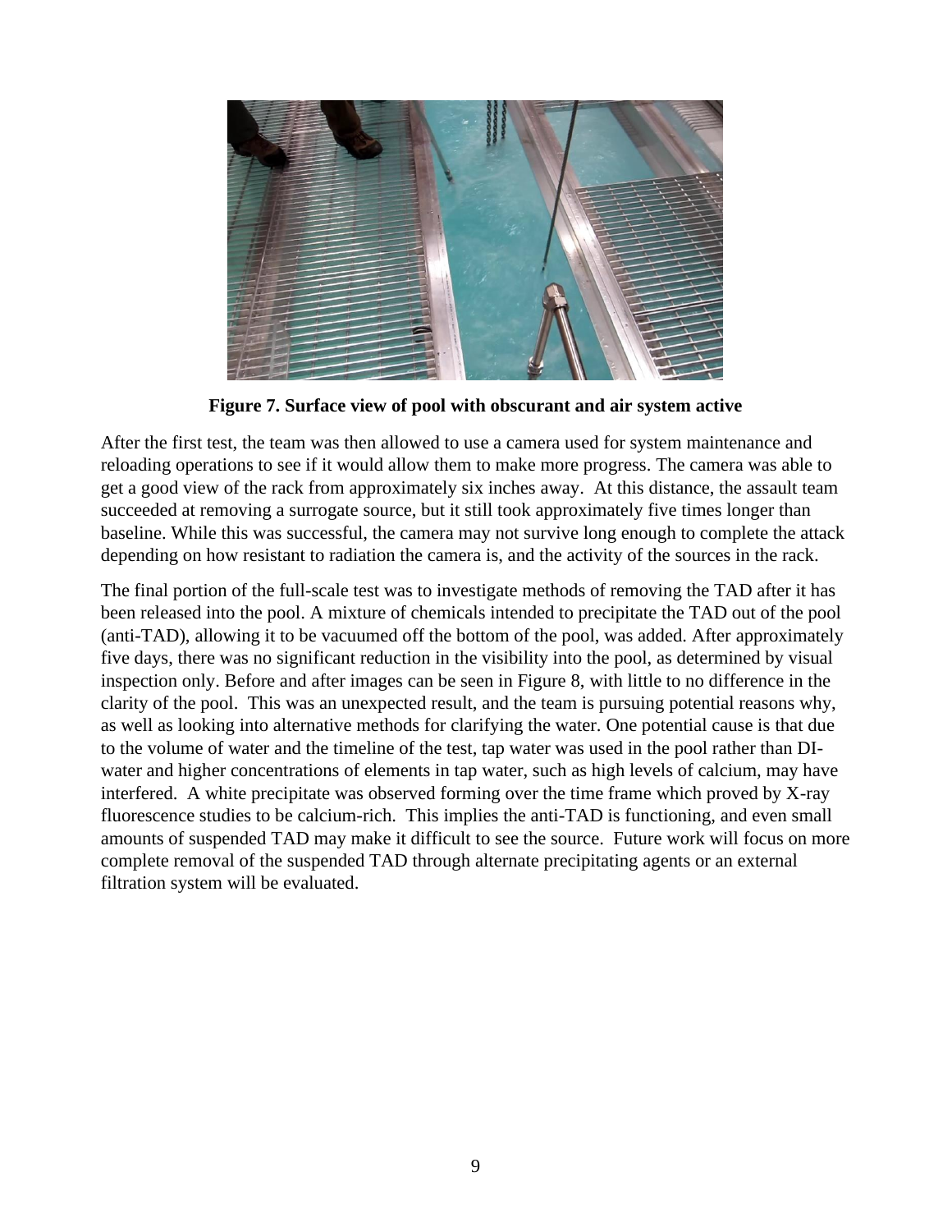**Figure 7. Surface view of pool with obscurant and air system active**

After the first test, the team was then allowed to use a camera used for system maintenance and reloading operations to see if it would allow them to make more progress. The camera was able to get a good view of the rack from approximately six inches away. At this distance, the assault team succeeded at removing a surrogate source, but it still took approximately five times longer than baseline. While this was successful, the camera may not survive long enough to complete the attack depending on how resistant to radiation the camera is, and the activity of the sources in the rack.

The final portion of the full-scale test was to investigate methods of removing the TAD after it has been released into the pool. A mixture of chemicals intended to precipitate the TAD out of the pool (anti-TAD), allowing it to be vacuumed off the bottom of the pool, was added. After approximately five days, there was no significant reduction in the visibility into the pool, as determined by visual inspection only. Before and after images can be seen in Figure 8, with little to no difference in the clarity of the pool. This was an unexpected result, and the team is pursuing potential reasons why, as well as looking into alternative methods for clarifying the water. One potential cause is that due to the volume of water and the timeline of the test, tap water was used in the pool rather than DI-water and higher concentrations of elements in tap water, such as high levels of calcium, may have interfered. A white precipitate was observed forming over the time frame which proved by X-ray fluorescence studies to be calcium-rich. This implies the anti-TAD is functioning, and even small amounts of suspended TAD may make it difficult to see the source. Future work will focus on more complete removal of the suspended TAD through alternate precipitating agents or an external filtration system will be evaluated.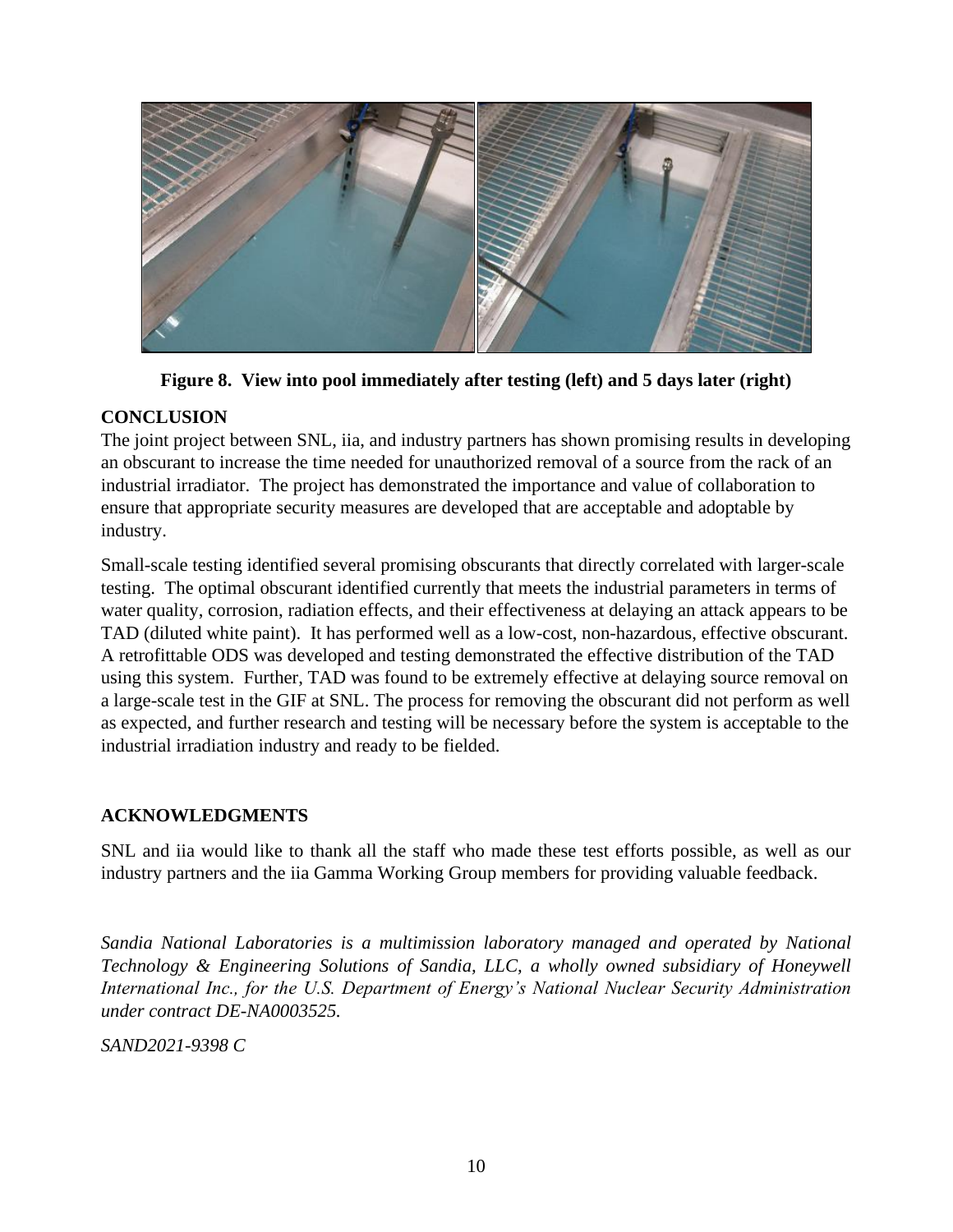**Figure 8. View into pool immediately after testing (left) and 5 days later (right)**

## CONCLUSION

The joint project between SNL, iia, and industry partners has shown promising results in developing an obscurant to increase the time needed for unauthorized removal of a source from the rack of an industrial irradiator. The project has demonstrated the importance and value of collaboration to ensure that appropriate security measures are developed that are acceptable and adoptable by industry.

Small-scale testing identified several promising obscurants that directly correlated with larger-scale testing. The optimal obscurant identified currently that meets the industrial parameters in terms of water quality, corrosion, radiation effects, and their effectiveness at delaying an attack appears to be TAD (diluted white paint). It has performed well as a low-cost, non-hazardous, effective obscurant. A retrofittable ODS was developed and testing demonstrated the effective distribution of the TAD using this system. Further, TAD was found to be extremely effective at delaying source removal on a large-scale test in the GIF at SNL. The process for removing the obscurant did not perform as well as expected, and further research and testing will be necessary before the system is acceptable to the industrial irradiation industry and ready to be fielded.

## ACKNOWLEDGMENTS

SNL and iia would like to thank all the staff who made these test efforts possible, as well as our industry partners and the iia Gamma Working Group members for providing valuable feedback.

*Sandia National Laboratories is a multimission laboratory managed and operated by National Technology & Engineering Solutions of Sandia, LLC, a wholly owned subsidiary of Honeywell International Inc., for the U.S. Department of Energy's National Nuclear Security Administration under contract DE-NA0003525.*

*SAND2021-9398 C*